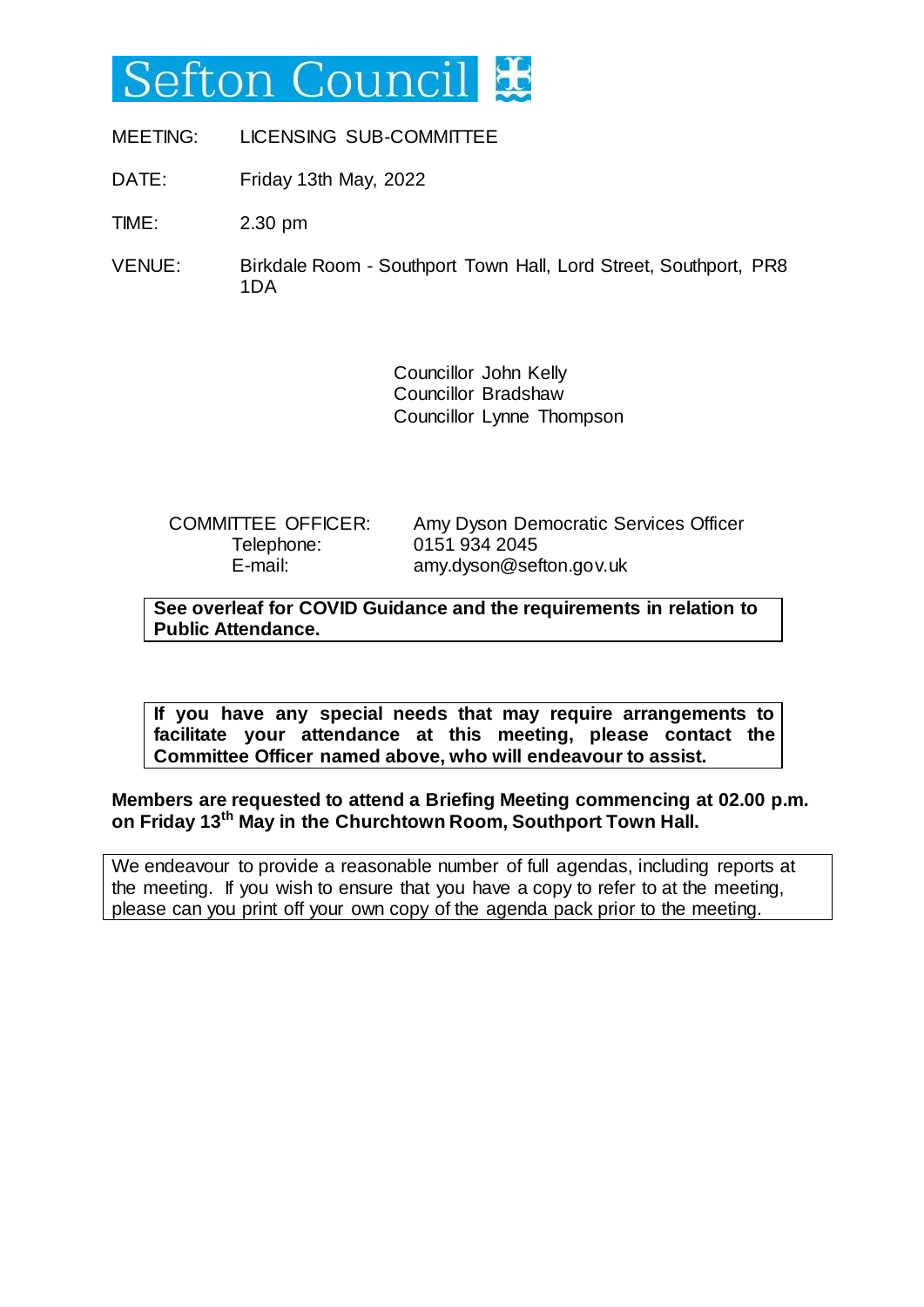# Sefton Council

| | |
|---|---|
| MEETING: | LICENSING SUB-COMMITTEE |
| DATE: | Friday 13th May, 2022 |
| TIME: | 2.30 pm |
| VENUE: | Birkdale Room - Southport Town Hall, Lord Street, Southport, PR8 1DA |

Councillor John Kelly
Councillor Bradshaw
Councillor Lynne Thompson

| | |
|---|---|
| COMMITTEE OFFICER: | Amy Dyson Democratic Services Officer |
| Telephone: | 0151 934 2045 |
| E-mail: | amy.dyson@sefton.gov.uk |

**See overleaf for COVID Guidance and the requirements in relation to Public Attendance.**

**If you have any special needs that may require arrangements to facilitate your attendance at this meeting, please contact the Committee Officer named above, who will endeavour to assist.**

**Members are requested to attend a Briefing Meeting commencing at 02.00 p.m. on Friday 13th May in the Churchtown Room, Southport Town Hall.**

We endeavour to provide a reasonable number of full agendas, including reports at the meeting. If you wish to ensure that you have a copy to refer to at the meeting, please can you print off your own copy of the agenda pack prior to the meeting.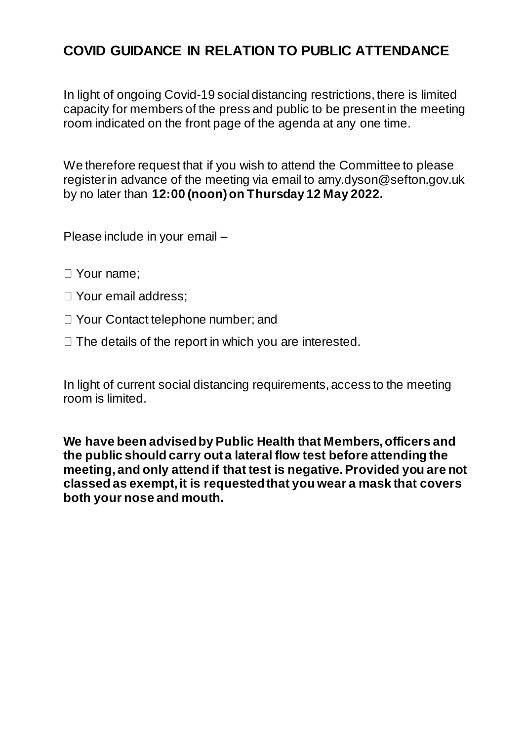# COVID GUIDANCE IN RELATION TO PUBLIC ATTENDANCE

In light of ongoing Covid-19 social distancing restrictions, there is limited capacity for members of the press and public to be present in the meeting room indicated on the front page of the agenda at any one time.

We therefore request that if you wish to attend the Committee to please register in advance of the meeting via email to amy.dyson@sefton.gov.uk by no later than **12:00 (noon) on Thursday 12 May 2022.**

Please include in your email –

- Your name;
- Your email address;
- Your Contact telephone number; and
- The details of the report in which you are interested.

In light of current social distancing requirements, access to the meeting room is limited.

**We have been advised by Public Health that Members, officers and the public should carry out a lateral flow test before attending the meeting, and only attend if that test is negative. Provided you are not classed as exempt, it is requested that you wear a mask that covers both your nose and mouth.**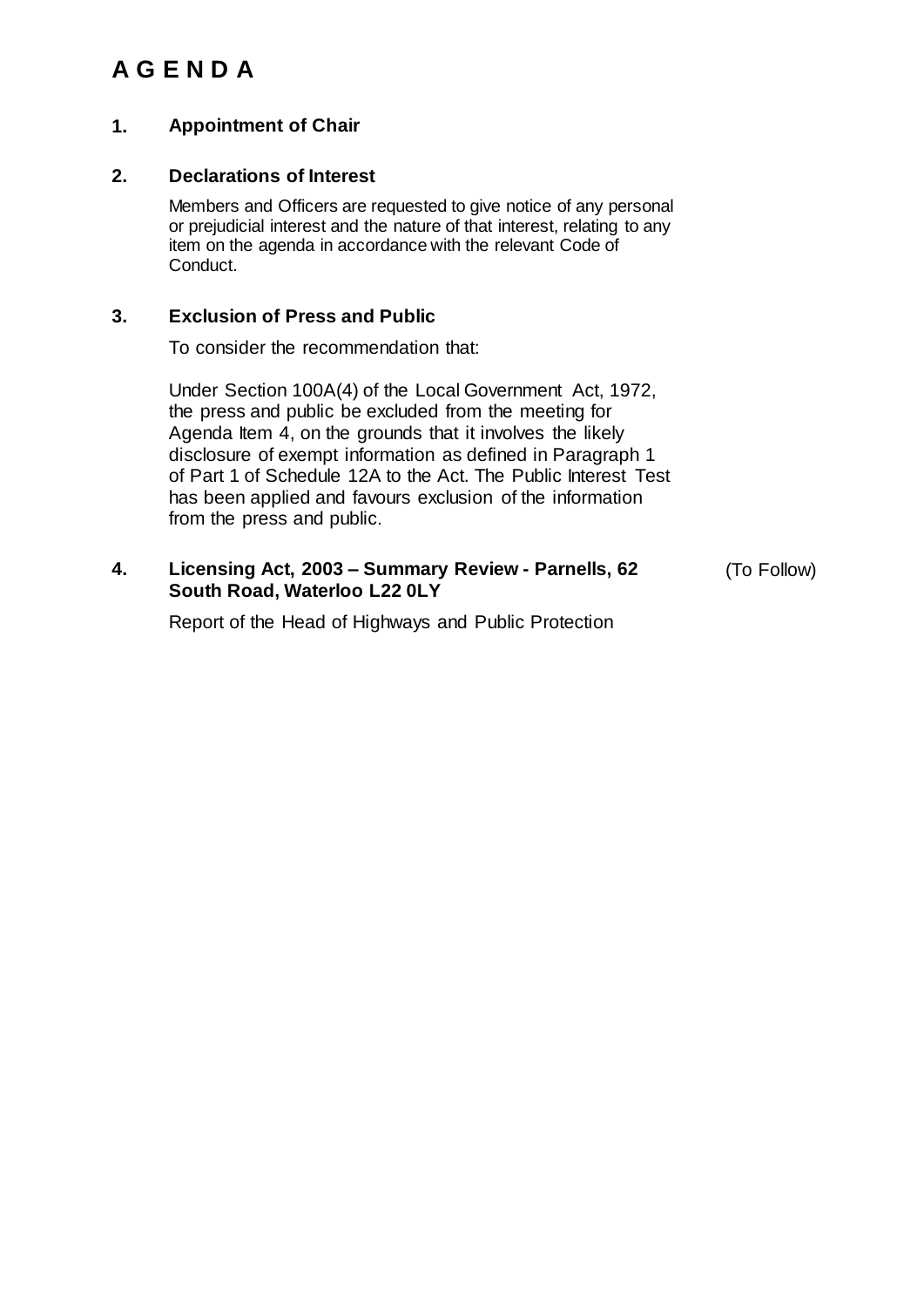# A G E N D A

**1. Appointment of Chair**

**2. Declarations of Interest**

Members and Officers are requested to give notice of any personal or prejudicial interest and the nature of that interest, relating to any item on the agenda in accordance with the relevant Code of Conduct.

**3. Exclusion of Press and Public**

To consider the recommendation that:

Under Section 100A(4) of the Local Government Act, 1972, the press and public be excluded from the meeting for Agenda Item 4, on the grounds that it involves the likely disclosure of exempt information as defined in Paragraph 1 of Part 1 of Schedule 12A to the Act. The Public Interest Test has been applied and favours exclusion of the information from the press and public.

**4. Licensing Act, 2003 – Summary Review - Parnells, 62 South Road, Waterloo L22 0LY** (To Follow)

Report of the Head of Highways and Public Protection